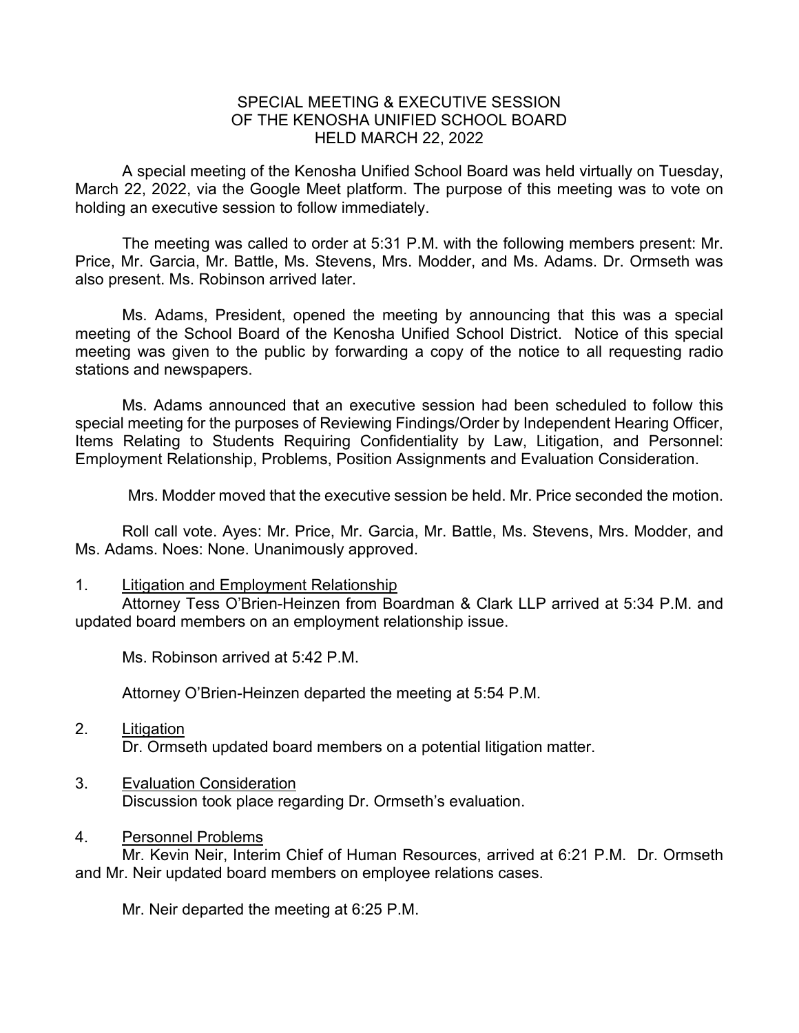# SPECIAL MEETING & EXECUTIVE SESSION OF THE KENOSHA UNIFIED SCHOOL BOARD HELD MARCH 22, 2022

A special meeting of the Kenosha Unified School Board was held virtually on Tuesday, March 22, 2022, via the Google Meet platform. The purpose of this meeting was to vote on holding an executive session to follow immediately.

The meeting was called to order at 5:31 P.M. with the following members present: Mr. Price, Mr. Garcia, Mr. Battle, Ms. Stevens, Mrs. Modder, and Ms. Adams. Dr. Ormseth was also present. Ms. Robinson arrived later.

Ms. Adams, President, opened the meeting by announcing that this was a special meeting of the School Board of the Kenosha Unified School District. Notice of this special meeting was given to the public by forwarding a copy of the notice to all requesting radio stations and newspapers.

Ms. Adams announced that an executive session had been scheduled to follow this special meeting for the purposes of Reviewing Findings/Order by Independent Hearing Officer, Items Relating to Students Requiring Confidentiality by Law, Litigation, and Personnel: Employment Relationship, Problems, Position Assignments and Evaluation Consideration.

Mrs. Modder moved that the executive session be held. Mr. Price seconded the motion.

Roll call vote. Ayes: Mr. Price, Mr. Garcia, Mr. Battle, Ms. Stevens, Mrs. Modder, and Ms. Adams. Noes: None. Unanimously approved.

1. Litigation and Employment Relationship

   Attorney Tess O'Brien-Heinzen from Boardman & Clark LLP arrived at 5:34 P.M. and updated board members on an employment relationship issue.

   Ms. Robinson arrived at 5:42 P.M.

   Attorney O'Brien-Heinzen departed the meeting at 5:54 P.M.

2. Litigation

   Dr. Ormseth updated board members on a potential litigation matter.

3. Evaluation Consideration

   Discussion took place regarding Dr. Ormseth's evaluation.

4. Personnel Problems

   Mr. Kevin Neir, Interim Chief of Human Resources, arrived at 6:21 P.M. Dr. Ormseth and Mr. Neir updated board members on employee relations cases.

   Mr. Neir departed the meeting at 6:25 P.M.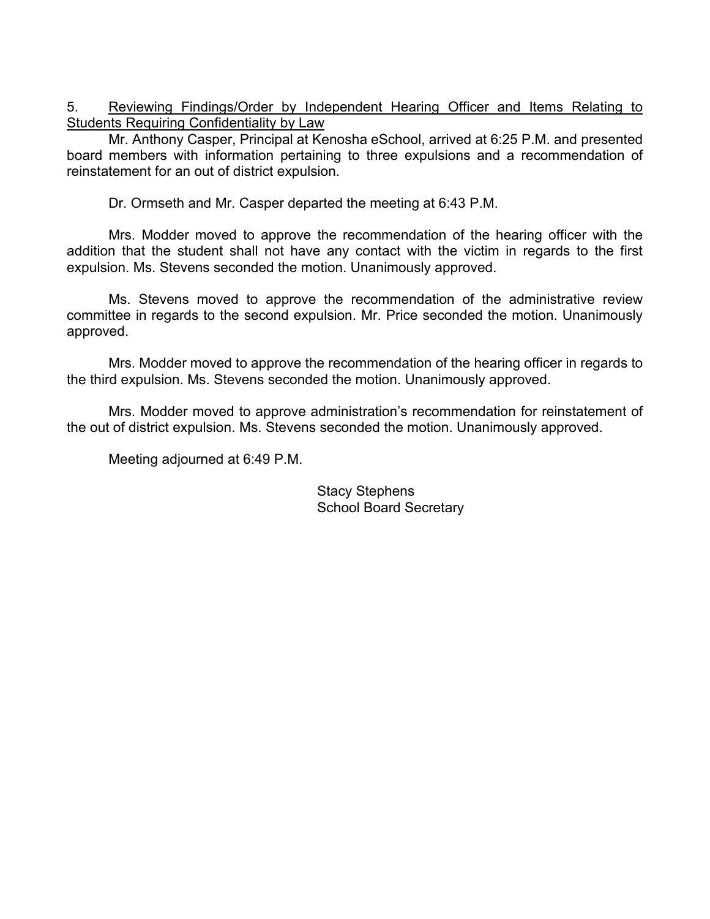5. <u>Reviewing Findings/Order by Independent Hearing Officer and Items Relating to Students Requiring Confidentiality by Law</u>

Mr. Anthony Casper, Principal at Kenosha eSchool, arrived at 6:25 P.M. and presented board members with information pertaining to three expulsions and a recommendation of reinstatement for an out of district expulsion.

Dr. Ormseth and Mr. Casper departed the meeting at 6:43 P.M.

Mrs. Modder moved to approve the recommendation of the hearing officer with the addition that the student shall not have any contact with the victim in regards to the first expulsion. Ms. Stevens seconded the motion. Unanimously approved.

Ms. Stevens moved to approve the recommendation of the administrative review committee in regards to the second expulsion. Mr. Price seconded the motion. Unanimously approved.

Mrs. Modder moved to approve the recommendation of the hearing officer in regards to the third expulsion. Ms. Stevens seconded the motion. Unanimously approved.

Mrs. Modder moved to approve administration's recommendation for reinstatement of the out of district expulsion. Ms. Stevens seconded the motion. Unanimously approved.

Meeting adjourned at 6:49 P.M.

Stacy Stephens
School Board Secretary